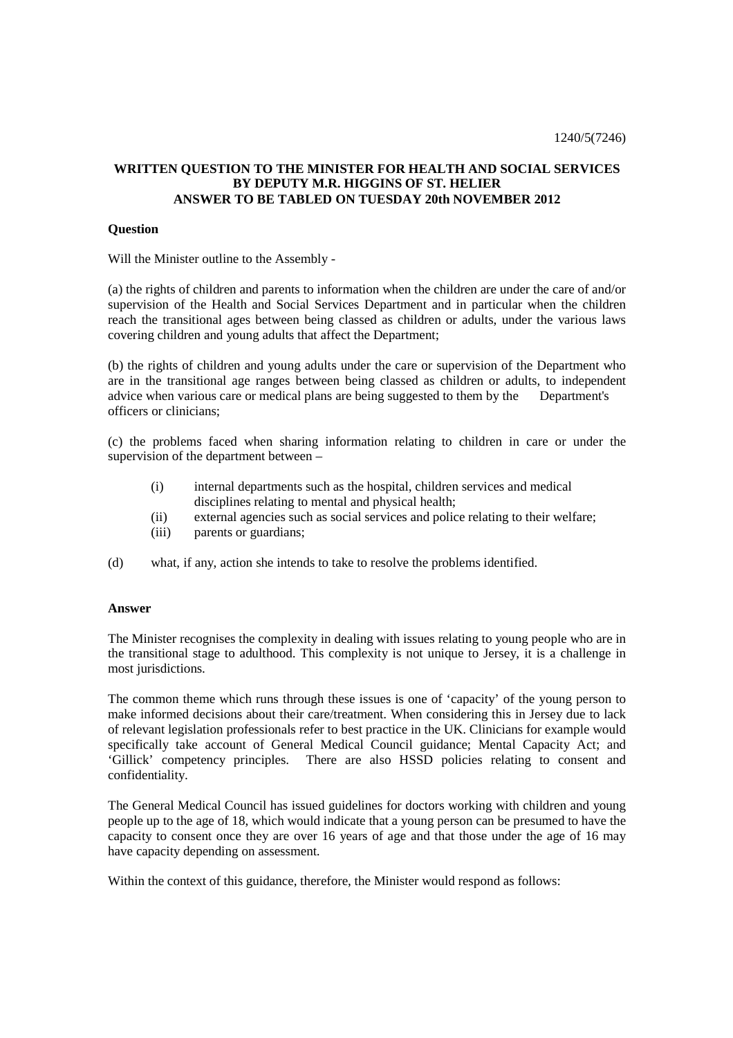1240/5(7246)

**WRITTEN QUESTION TO THE MINISTER FOR HEALTH AND SOCIAL SERVICES BY DEPUTY M.R. HIGGINS OF ST. HELIER ANSWER TO BE TABLED ON TUESDAY 20th NOVEMBER 2012**

**Question**

Will the Minister outline to the Assembly -

(a) the rights of children and parents to information when the children are under the care of and/or supervision of the Health and Social Services Department and in particular when the children reach the transitional ages between being classed as children or adults, under the various laws covering children and young adults that affect the Department;

(b) the rights of children and young adults under the care or supervision of the Department who are in the transitional age ranges between being classed as children or adults, to independent advice when various care or medical plans are being suggested to them by the Department's officers or clinicians;

(c) the problems faced when sharing information relating to children in care or under the supervision of the department between –

- (i) internal departments such as the hospital, children services and medical disciplines relating to mental and physical health;
- (ii) external agencies such as social services and police relating to their welfare;
- (iii) parents or guardians;

(d) what, if any, action she intends to take to resolve the problems identified.

**Answer**

The Minister recognises the complexity in dealing with issues relating to young people who are in the transitional stage to adulthood. This complexity is not unique to Jersey, it is a challenge in most jurisdictions.

The common theme which runs through these issues is one of 'capacity' of the young person to make informed decisions about their care/treatment. When considering this in Jersey due to lack of relevant legislation professionals refer to best practice in the UK. Clinicians for example would specifically take account of General Medical Council guidance; Mental Capacity Act; and 'Gillick' competency principles. There are also HSSD policies relating to consent and confidentiality.

The General Medical Council has issued guidelines for doctors working with children and young people up to the age of 18, which would indicate that a young person can be presumed to have the capacity to consent once they are over 16 years of age and that those under the age of 16 may have capacity depending on assessment.

Within the context of this guidance, therefore, the Minister would respond as follows: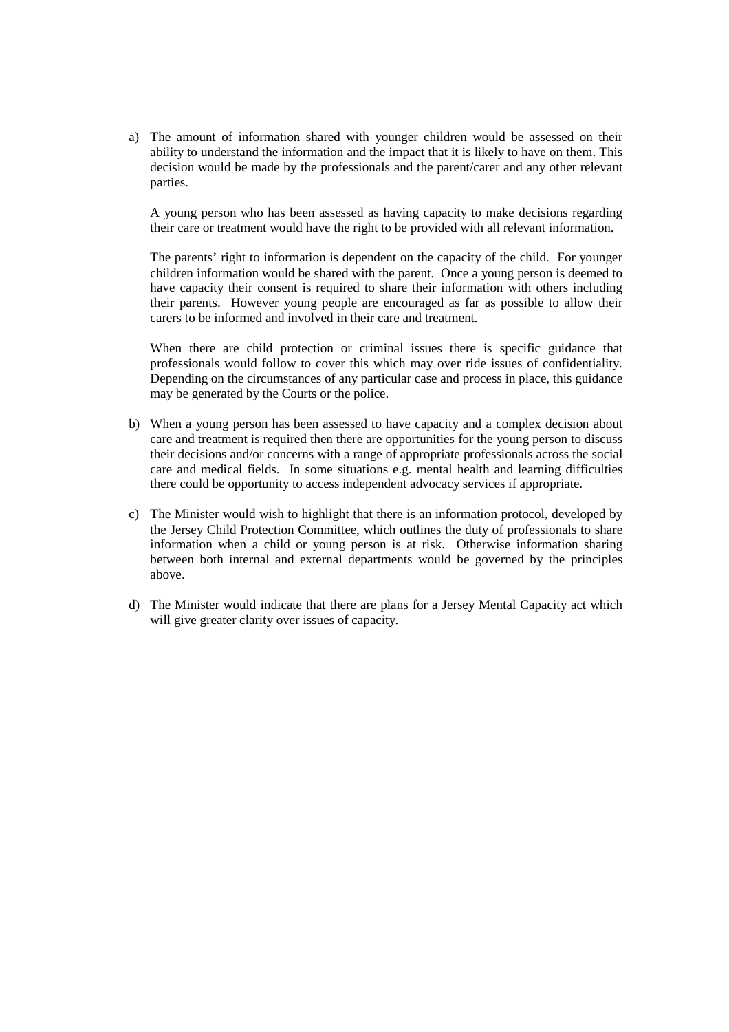a) The amount of information shared with younger children would be assessed on their ability to understand the information and the impact that it is likely to have on them. This decision would be made by the professionals and the parent/carer and any other relevant parties.

   A young person who has been assessed as having capacity to make decisions regarding their care or treatment would have the right to be provided with all relevant information.

   The parents' right to information is dependent on the capacity of the child. For younger children information would be shared with the parent. Once a young person is deemed to have capacity their consent is required to share their information with others including their parents. However young people are encouraged as far as possible to allow their carers to be informed and involved in their care and treatment.

   When there are child protection or criminal issues there is specific guidance that professionals would follow to cover this which may over ride issues of confidentiality. Depending on the circumstances of any particular case and process in place, this guidance may be generated by the Courts or the police.

b) When a young person has been assessed to have capacity and a complex decision about care and treatment is required then there are opportunities for the young person to discuss their decisions and/or concerns with a range of appropriate professionals across the social care and medical fields. In some situations e.g. mental health and learning difficulties there could be opportunity to access independent advocacy services if appropriate.

c) The Minister would wish to highlight that there is an information protocol, developed by the Jersey Child Protection Committee, which outlines the duty of professionals to share information when a child or young person is at risk. Otherwise information sharing between both internal and external departments would be governed by the principles above.

d) The Minister would indicate that there are plans for a Jersey Mental Capacity act which will give greater clarity over issues of capacity.